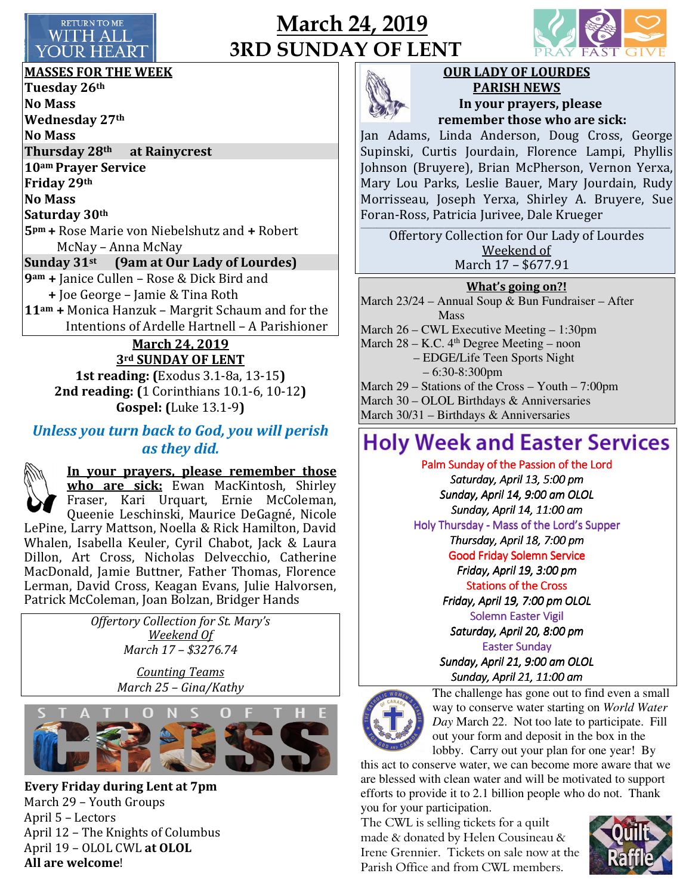RETURN TO ME WITH ALL YOUR HEART

# March 24, 2019
# 3RD SUNDAY OF LENT

PRAY FAST GIVE

**MASSES FOR THE WEEK**

**Tuesday 26th**
**No Mass**
**Wednesday 27th**
**No Mass**
**Thursday 28th at Rainycrest**
**10am Prayer Service**
**Friday 29th**
**No Mass**
**Saturday 30th**
**5pm** + Rose Marie von Niebelshutz and + Robert McNay – Anna McNay
**Sunday 31st (9am at Our Lady of Lourdes)**
**9am** + Janice Cullen – Rose & Dick Bird and + Joe George – Jamie & Tina Roth
**11am** + Monica Hanzuk – Margrit Schaum and for the Intentions of Ardelle Hartnell – A Parishioner

**March 24, 2019**
**3rd SUNDAY OF LENT**
**1st reading: (**Exodus 3.1-8a, 13-15**)**
**2nd reading: (**1 Corinthians 10.1-6, 10-12**)**
**Gospel: (**Luke 13.1-9**)**

***Unless you turn back to God, you will perish as they did.***

**In your prayers, please remember those who are sick:** Ewan MacKintosh, Shirley Fraser, Kari Urquart, Ernie McColeman, Queenie Leschinski, Maurice DeGagné, Nicole LePine, Larry Mattson, Noella & Rick Hamilton, David Whalen, Isabella Keuler, Cyril Chabot, Jack & Laura Dillon, Art Cross, Nicholas Delvecchio, Catherine MacDonald, Jamie Buttner, Father Thomas, Florence Lerman, David Cross, Keagan Evans, Julie Halvorsen, Patrick McColeman, Joan Bolzan, Bridger Hands

*Offertory Collection for St. Mary's*
*Weekend Of*
*March 17 – $3276.74*

*Counting Teams*
*March 25 – Gina/Kathy*

STATIONS OF THE CROSS

**Every Friday during Lent at 7pm**
March 29 – Youth Groups
April 5 – Lectors
April 12 – The Knights of Columbus
April 19 – OLOL CWL **at OLOL**
**All are welcome**!

**OUR LADY OF LOURDES PARISH NEWS**

**In your prayers, please remember those who are sick:**
Jan Adams, Linda Anderson, Doug Cross, George Supinski, Curtis Jourdain, Florence Lampi, Phyllis Johnson (Bruyere), Brian McPherson, Vernon Yerxa, Mary Lou Parks, Leslie Bauer, Mary Jourdain, Rudy Morrisseau, Joseph Yerxa, Shirley A. Bruyere, Sue Foran-Ross, Patricia Jurivee, Dale Krueger

Offertory Collection for Our Lady of Lourdes
Weekend of
March 17 – $677.91

**What's going on?!**
March 23/24 – Annual Soup & Bun Fundraiser – After Mass
March 26 – CWL Executive Meeting – 1:30pm
March 28 – K.C. 4th Degree Meeting – noon
– EDGE/Life Teen Sports Night – 6:30-8:300pm
March 29 – Stations of the Cross – Youth – 7:00pm
March 30 – OLOL Birthdays & Anniversaries
March 30/31 – Birthdays & Anniversaries

## Holy Week and Easter Services

Palm Sunday of the Passion of the Lord
*Saturday, April 13, 5:00 pm*
*Sunday, April 14, 9:00 am OLOL*
*Sunday, April 14, 11:00 am*

Holy Thursday - Mass of the Lord's Supper
*Thursday, April 18, 7:00 pm*

Good Friday Solemn Service
*Friday, April 19, 3:00 pm*

Stations of the Cross
*Friday, April 19, 7:00 pm OLOL*

Solemn Easter Vigil
*Saturday, April 20, 8:00 pm*

Easter Sunday
*Sunday, April 21, 9:00 am OLOL*
*Sunday, April 21, 11:00 am*

The challenge has gone out to find even a small way to conserve water starting on *World Water Day* March 22. Not too late to participate. Fill out your form and deposit in the box in the lobby. Carry out your plan for one year! By this act to conserve water, we can become more aware that we are blessed with clean water and will be motivated to support efforts to provide it to 2.1 billion people who do not. Thank you for your participation.

The CWL is selling tickets for a quilt made & donated by Helen Cousineau & Irene Grennier. Tickets on sale now at the Parish Office and from CWL members.

Quilt Raffle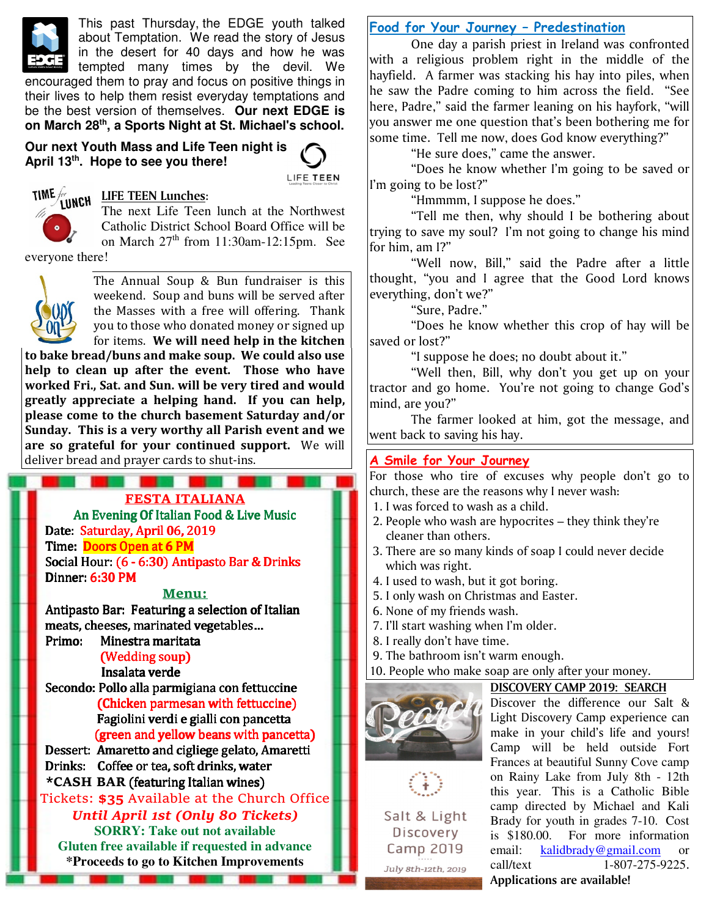This past Thursday, the EDGE youth talked about Temptation. We read the story of Jesus in the desert for 40 days and how he was tempted many times by the devil. We encouraged them to pray and focus on positive things in their lives to help them resist everyday temptations and be the best version of themselves. **Our next EDGE is on March 28th, a Sports Night at St. Michael's school.**

**Our next Youth Mass and Life Teen night is April 13th. Hope to see you there!**

**LIFE TEEN Lunches**:
The next Life Teen lunch at the Northwest Catholic District School Board Office will be on March 27th from 11:30am-12:15pm. See everyone there!

The Annual Soup & Bun fundraiser is this weekend. Soup and buns will be served after the Masses with a free will offering. Thank you to those who donated money or signed up for items. **We will need help in the kitchen to bake bread/buns and make soup. We could also use help to clean up after the event. Those who have worked Fri., Sat. and Sun. will be very tired and would greatly appreciate a helping hand. If you can help, please come to the church basement Saturday and/or Sunday. This is a very worthy all Parish event and we are so grateful for your continued support.** We will deliver bread and prayer cards to shut-ins.

## FESTA ITALIANA

**An Evening Of Italian Food & Live Music**

**Date:** Saturday, April 06, 2019
**Time:** Doors Open at 6 PM
**Social Hour:** (6 - 6:30) Antipasto Bar & Drinks
**Dinner:** 6:30 PM

### Menu:

**Antipasto Bar:** Featuring a selection of Italian meats, cheeses, marinated vegetables...
**Primo:** Minestra maritata (Wedding soup)
Insalata verde
**Secondo:** Pollo alla parmigiana con fettuccine (Chicken parmesan with fettuccine)
Fagiolini verdi e gialli con pancetta (green and yellow beans with pancetta)
**Dessert:** Amaretto and cigliege gelato, Amaretti
**Drinks:** Coffee or tea, soft drinks, water
*CASH BAR (featuring Italian wines)

Tickets: $35 Available at the Church Office
*Until April 1st (Only 80 Tickets)*
**SORRY: Take out not available**
**Gluten free available if requested in advance**
**\*Proceeds to go to Kitchen Improvements**

## Food for Your Journey – Predestination

One day a parish priest in Ireland was confronted with a religious problem right in the middle of the hayfield. A farmer was stacking his hay into piles, when he saw the Padre coming to him across the field. "See here, Padre," said the farmer leaning on his hayfork, "will you answer me one question that's been bothering me for some time. Tell me now, does God know everything?"

"He sure does," came the answer.

"Does he know whether I'm going to be saved or I'm going to be lost?"

"Hmmmm, I suppose he does."

"Tell me then, why should I be bothering about trying to save my soul? I'm not going to change his mind for him, am I?"

"Well now, Bill," said the Padre after a little thought, "you and I agree that the Good Lord knows everything, don't we?"

"Sure, Padre."

"Does he know whether this crop of hay will be saved or lost?"

"I suppose he does; no doubt about it."

"Well then, Bill, why don't you get up on your tractor and go home. You're not going to change God's mind, are you?"

The farmer looked at him, got the message, and went back to saving his hay.

## A Smile for Your Journey

For those who tire of excuses why people don't go to church, these are the reasons why I never wash:

1. I was forced to wash as a child.
2. People who wash are hypocrites – they think they're cleaner than others.
3. There are so many kinds of soap I could never decide which was right.
4. I used to wash, but it got boring.
5. I only wash on Christmas and Easter.
6. None of my friends wash.
7. I'll start washing when I'm older.
8. I really don't have time.
9. The bathroom isn't warm enough.
10. People who make soap are only after your money.

**DISCOVERY CAMP 2019: SEARCH**

Discover the difference our Salt & Light Discovery Camp experience can make in your child's life and yours! Camp will be held outside Fort Frances at beautiful Sunny Cove camp on Rainy Lake from July 8th - 12th this year. This is a Catholic Bible camp directed by Michael and Kali Brady for youth in grades 7-10. Cost is $180.00. For more information email: kalidbrady@gmail.com or call/text 1-807-275-9225. **Applications are available!**

Search
Salt & Light Discovery Camp 2019
July 8th-12th, 2019